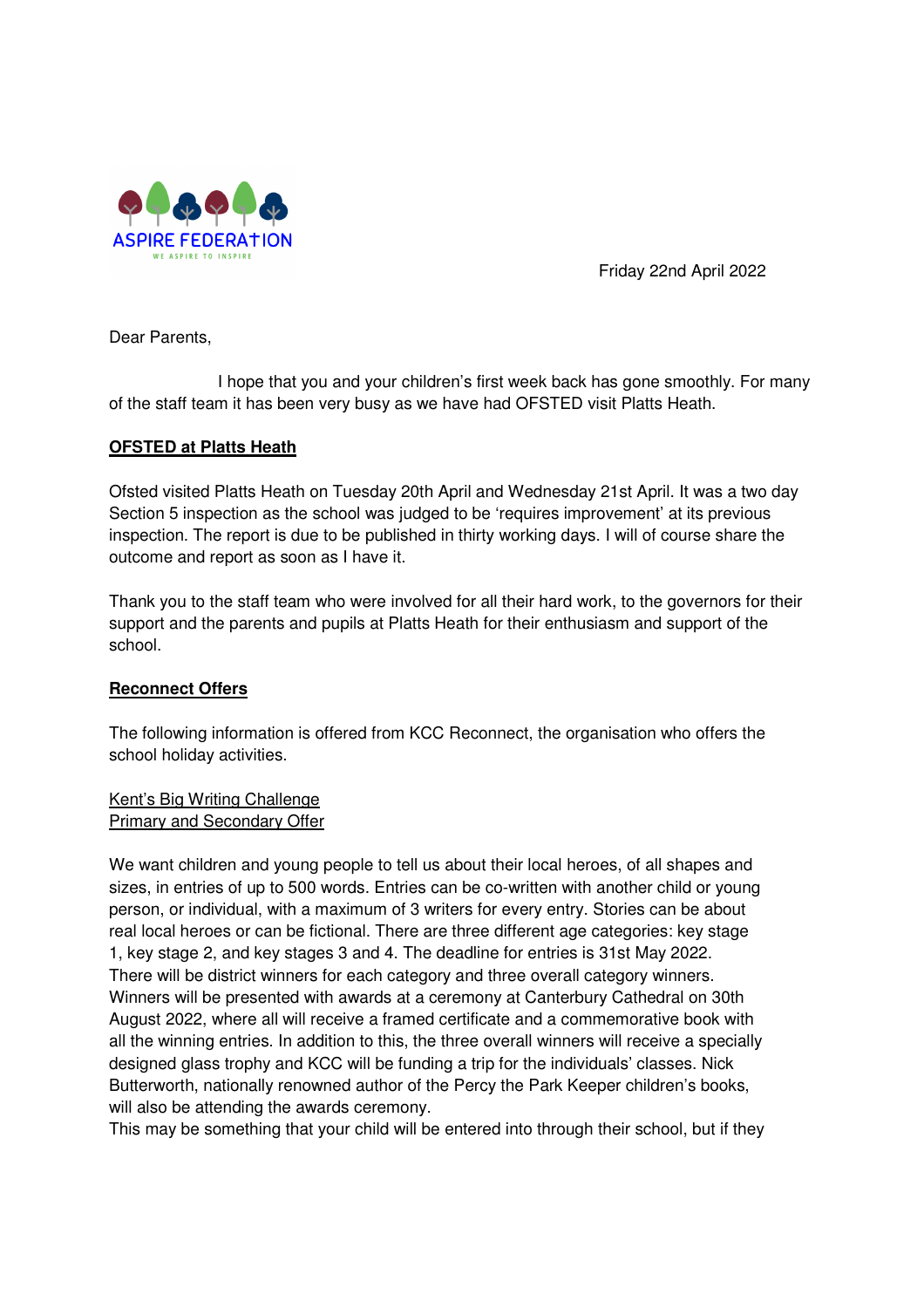ASPIRE FEDERATION

WE ASPIRE TO INSPIRE

Friday 22nd April 2022

Dear Parents,

I hope that you and your children's first week back has gone smoothly. For many of the staff team it has been very busy as we have had OFSTED visit Platts Heath.

## **OFSTED at Platts Heath**

Ofsted visited Platts Heath on Tuesday 20th April and Wednesday 21st April. It was a two day Section 5 inspection as the school was judged to be 'requires improvement' at its previous inspection. The report is due to be published in thirty working days. I will of course share the outcome and report as soon as I have it.

Thank you to the staff team who were involved for all their hard work, to the governors for their support and the parents and pupils at Platts Heath for their enthusiasm and support of the school.

## **Reconnect Offers**

The following information is offered from KCC Reconnect, the organisation who offers the school holiday activities.

Kent's Big Writing Challenge
Primary and Secondary Offer

We want children and young people to tell us about their local heroes, of all shapes and sizes, in entries of up to 500 words. Entries can be co-written with another child or young person, or individual, with a maximum of 3 writers for every entry. Stories can be about real local heroes or can be fictional. There are three different age categories: key stage 1, key stage 2, and key stages 3 and 4. The deadline for entries is 31st May 2022. There will be district winners for each category and three overall category winners. Winners will be presented with awards at a ceremony at Canterbury Cathedral on 30th August 2022, where all will receive a framed certificate and a commemorative book with all the winning entries. In addition to this, the three overall winners will receive a specially designed glass trophy and KCC will be funding a trip for the individuals' classes. Nick Butterworth, nationally renowned author of the Percy the Park Keeper children's books, will also be attending the awards ceremony.
This may be something that your child will be entered into through their school, but if they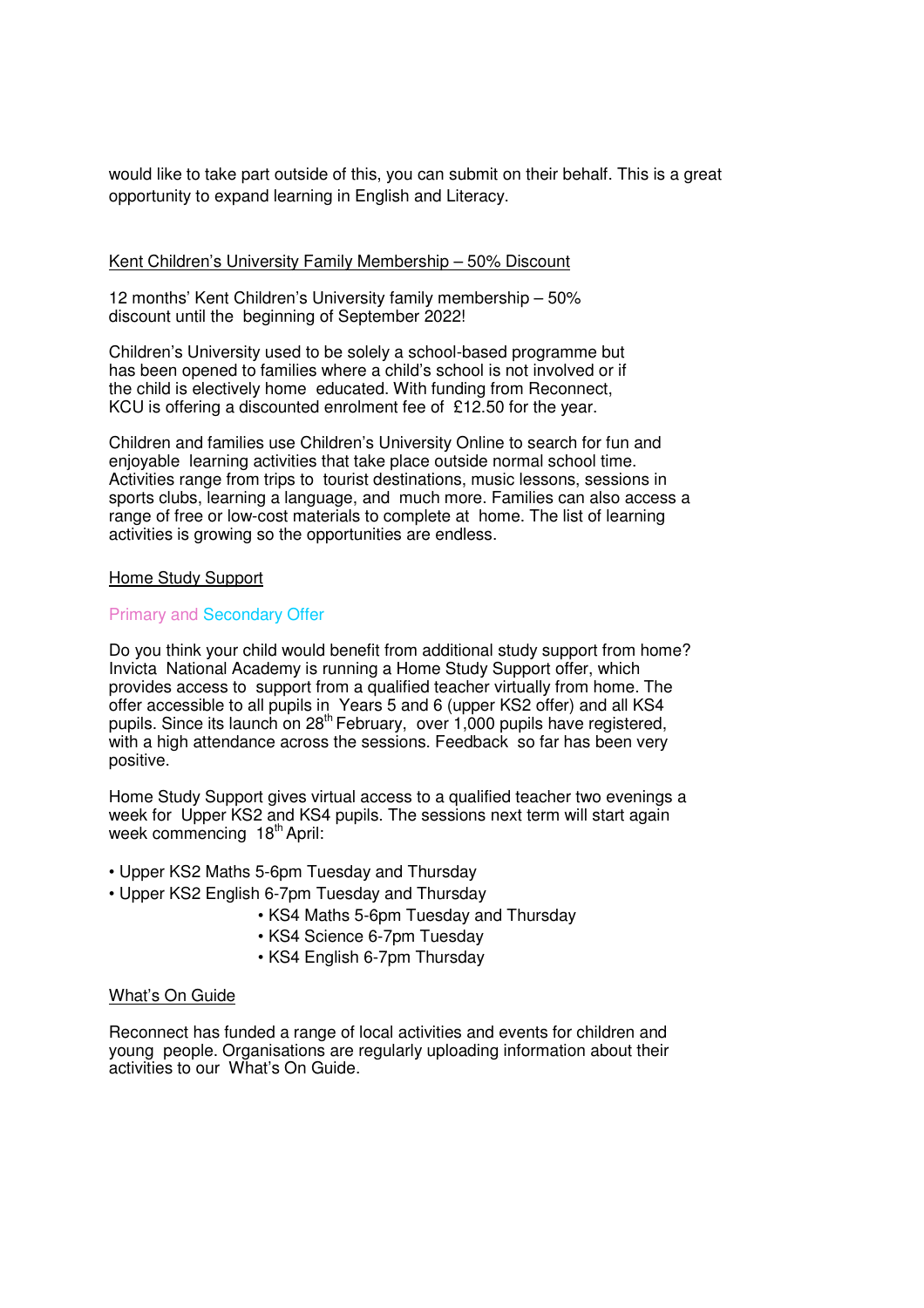would like to take part outside of this, you can submit on their behalf. This is a great opportunity to expand learning in English and Literacy.

## Kent Children's University Family Membership – 50% Discount

12 months' Kent Children's University family membership – 50% discount until the beginning of September 2022!

Children's University used to be solely a school-based programme but has been opened to families where a child's school is not involved or if the child is electively home educated. With funding from Reconnect, KCU is offering a discounted enrolment fee of £12.50 for the year.

Children and families use Children's University Online to search for fun and enjoyable learning activities that take place outside normal school time. Activities range from trips to tourist destinations, music lessons, sessions in sports clubs, learning a language, and much more. Families can also access a range of free or low-cost materials to complete at home. The list of learning activities is growing so the opportunities are endless.

## Home Study Support

### Primary and Secondary Offer

Do you think your child would benefit from additional study support from home? Invicta National Academy is running a Home Study Support offer, which provides access to support from a qualified teacher virtually from home. The offer accessible to all pupils in Years 5 and 6 (upper KS2 offer) and all KS4 pupils. Since its launch on 28th February, over 1,000 pupils have registered, with a high attendance across the sessions. Feedback so far has been very positive.

Home Study Support gives virtual access to a qualified teacher two evenings a week for Upper KS2 and KS4 pupils. The sessions next term will start again week commencing 18th April:

- Upper KS2 Maths 5-6pm Tuesday and Thursday
- Upper KS2 English 6-7pm Tuesday and Thursday
- KS4 Maths 5-6pm Tuesday and Thursday
- KS4 Science 6-7pm Tuesday
- KS4 English 6-7pm Thursday

## What's On Guide

Reconnect has funded a range of local activities and events for children and young people. Organisations are regularly uploading information about their activities to our What's On Guide.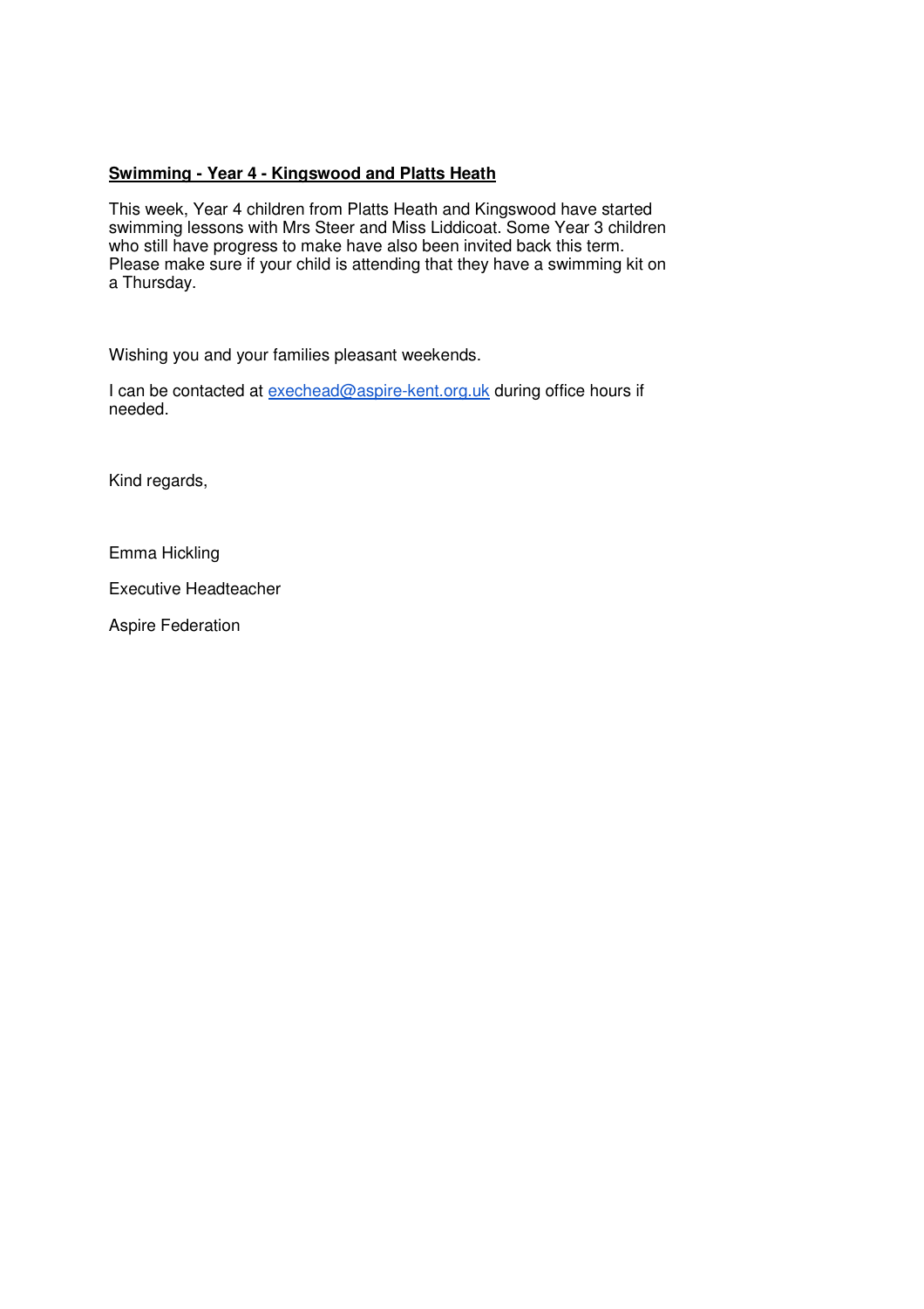**Swimming - Year 4 - Kingswood and Platts Heath**

This week, Year 4 children from Platts Heath and Kingswood have started swimming lessons with Mrs Steer and Miss Liddicoat. Some Year 3 children who still have progress to make have also been invited back this term. Please make sure if your child is attending that they have a swimming kit on a Thursday.

Wishing you and your families pleasant weekends.

I can be contacted at exechead@aspire-kent.org.uk during office hours if needed.

Kind regards,

Emma Hickling

Executive Headteacher

Aspire Federation